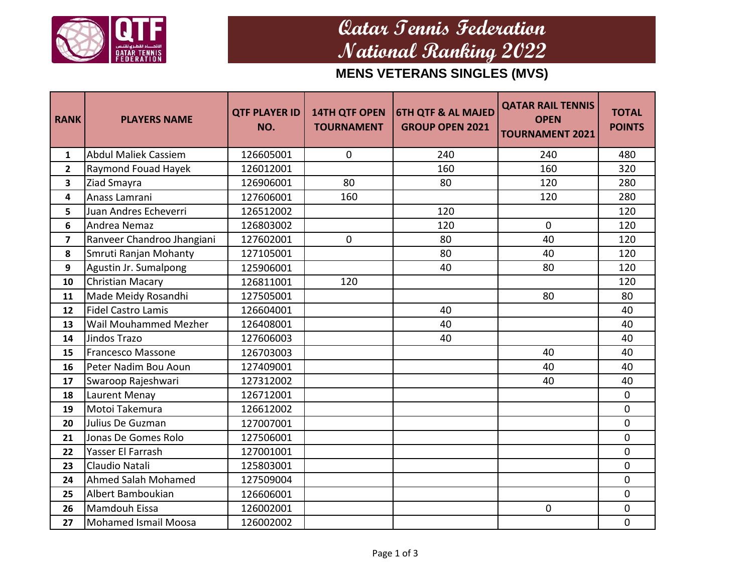# Qatar Tennis Federation
# National Ranking 2022

## MENS VETERANS SINGLES (MVS)

| RANK | PLAYERS NAME | QTF PLAYER ID NO. | 14TH QTF OPEN TOURNAMENT | 6TH QTF & AL MAJED GROUP OPEN 2021 | QATAR RAIL TENNIS OPEN TOURNAMENT 2021 | TOTAL POINTS |
|---|---|---|---|---|---|---|
| 1 | Abdul Maliek Cassiem | 126605001 | 0 | 240 | 240 | 480 |
| 2 | Raymond Fouad Hayek | 126012001 | | 160 | 160 | 320 |
| 3 | Ziad Smayra | 126906001 | 80 | 80 | 120 | 280 |
| 4 | Anass Lamrani | 127606001 | 160 | | 120 | 280 |
| 5 | Juan Andres Echeverri | 126512002 | | 120 | | 120 |
| 6 | Andrea Nemaz | 126803002 | | 120 | 0 | 120 |
| 7 | Ranveer Chandroo Jhangiani | 127602001 | 0 | 80 | 40 | 120 |
| 8 | Smruti Ranjan Mohanty | 127105001 | | 80 | 40 | 120 |
| 9 | Agustin Jr. Sumalpong | 125906001 | | 40 | 80 | 120 |
| 10 | Christian Macary | 126811001 | 120 | | | 120 |
| 11 | Made Meidy Rosandhi | 127505001 | | | 80 | 80 |
| 12 | Fidel Castro Lamis | 126604001 | | 40 | | 40 |
| 13 | Wail Mouhammed Mezher | 126408001 | | 40 | | 40 |
| 14 | Jindos Trazo | 127606003 | | 40 | | 40 |
| 15 | Francesco Massone | 126703003 | | | 40 | 40 |
| 16 | Peter Nadim Bou Aoun | 127409001 | | | 40 | 40 |
| 17 | Swaroop Rajeshwari | 127312002 | | | 40 | 40 |
| 18 | Laurent Menay | 126712001 | | | | 0 |
| 19 | Motoi Takemura | 126612002 | | | | 0 |
| 20 | Julius De Guzman | 127007001 | | | | 0 |
| 21 | Jonas De Gomes Rolo | 127506001 | | | | 0 |
| 22 | Yasser El Farrash | 127001001 | | | | 0 |
| 23 | Claudio Natali | 125803001 | | | | 0 |
| 24 | Ahmed Salah Mohamed | 127509004 | | | | 0 |
| 25 | Albert Bamboukian | 126606001 | | | | 0 |
| 26 | Mamdouh Eissa | 126002001 | | | 0 | 0 |
| 27 | Mohamed Ismail Moosa | 126002002 | | | | 0 |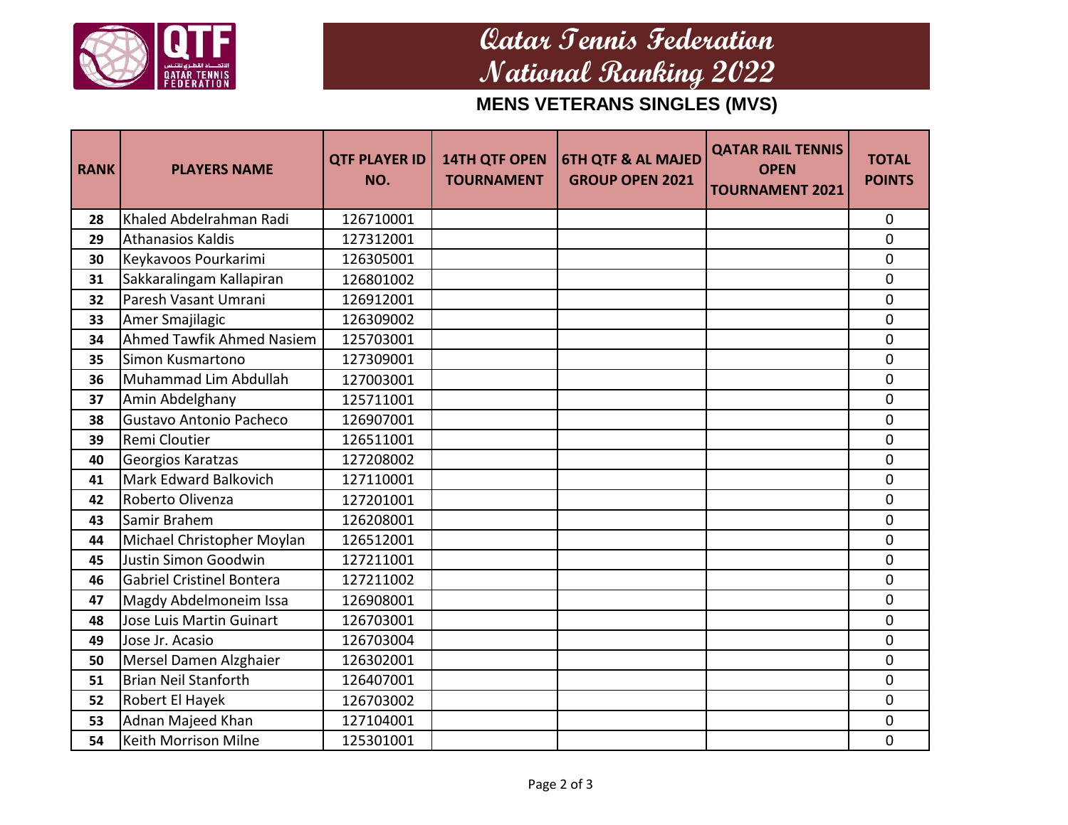# Qatar Tennis Federation
# National Ranking 2022

## MENS VETERANS SINGLES (MVS)

| RANK | PLAYERS NAME | QTF PLAYER ID NO. | 14TH QTF OPEN TOURNAMENT | 6TH QTF & AL MAJED GROUP OPEN 2021 | QATAR RAIL TENNIS OPEN TOURNAMENT 2021 | TOTAL POINTS |
|---|---|---|---|---|---|---|
| 28 | Khaled Abdelrahman Radi | 126710001 | | | | 0 |
| 29 | Athanasios Kaldis | 127312001 | | | | 0 |
| 30 | Keykavoos Pourkarimi | 126305001 | | | | 0 |
| 31 | Sakkaralingam Kallapiran | 126801002 | | | | 0 |
| 32 | Paresh Vasant Umrani | 126912001 | | | | 0 |
| 33 | Amer Smajilagic | 126309002 | | | | 0 |
| 34 | Ahmed Tawfik Ahmed Nasiem | 125703001 | | | | 0 |
| 35 | Simon Kusmartono | 127309001 | | | | 0 |
| 36 | Muhammad Lim Abdullah | 127003001 | | | | 0 |
| 37 | Amin Abdelghany | 125711001 | | | | 0 |
| 38 | Gustavo Antonio Pacheco | 126907001 | | | | 0 |
| 39 | Remi Cloutier | 126511001 | | | | 0 |
| 40 | Georgios Karatzas | 127208002 | | | | 0 |
| 41 | Mark Edward Balkovich | 127110001 | | | | 0 |
| 42 | Roberto Olivenza | 127201001 | | | | 0 |
| 43 | Samir Brahem | 126208001 | | | | 0 |
| 44 | Michael Christopher Moylan | 126512001 | | | | 0 |
| 45 | Justin Simon Goodwin | 127211001 | | | | 0 |
| 46 | Gabriel Cristinel Bontera | 127211002 | | | | 0 |
| 47 | Magdy Abdelmoneim Issa | 126908001 | | | | 0 |
| 48 | Jose Luis Martin Guinart | 126703001 | | | | 0 |
| 49 | Jose Jr. Acasio | 126703004 | | | | 0 |
| 50 | Mersel Damen Alzghaier | 126302001 | | | | 0 |
| 51 | Brian Neil Stanforth | 126407001 | | | | 0 |
| 52 | Robert El Hayek | 126703002 | | | | 0 |
| 53 | Adnan Majeed Khan | 127104001 | | | | 0 |
| 54 | Keith Morrison Milne | 125301001 | | | | 0 |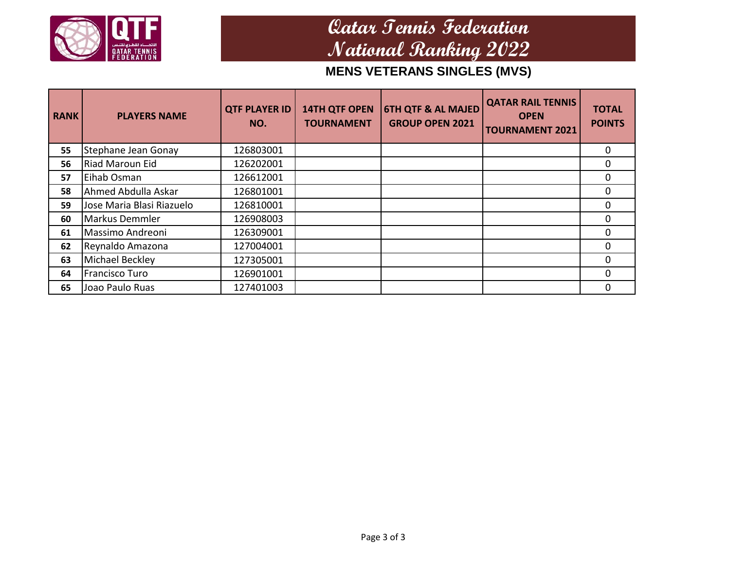# Qatar Tennis Federation
# National Ranking 2022

## MENS VETERANS SINGLES (MVS)

| RANK | PLAYERS NAME | QTF PLAYER ID NO. | 14TH QTF OPEN TOURNAMENT | 6TH QTF & AL MAJED GROUP OPEN 2021 | QATAR RAIL TENNIS OPEN TOURNAMENT 2021 | TOTAL POINTS |
|---|---|---|---|---|---|---|
| 55 | Stephane Jean Gonay | 126803001 | | | | 0 |
| 56 | Riad Maroun Eid | 126202001 | | | | 0 |
| 57 | Eihab Osman | 126612001 | | | | 0 |
| 58 | Ahmed Abdulla Askar | 126801001 | | | | 0 |
| 59 | Jose Maria Blasi Riazuelo | 126810001 | | | | 0 |
| 60 | Markus Demmler | 126908003 | | | | 0 |
| 61 | Massimo Andreoni | 126309001 | | | | 0 |
| 62 | Reynaldo Amazona | 127004001 | | | | 0 |
| 63 | Michael Beckley | 127305001 | | | | 0 |
| 64 | Francisco Turo | 126901001 | | | | 0 |
| 65 | Joao Paulo Ruas | 127401003 | | | | 0 |